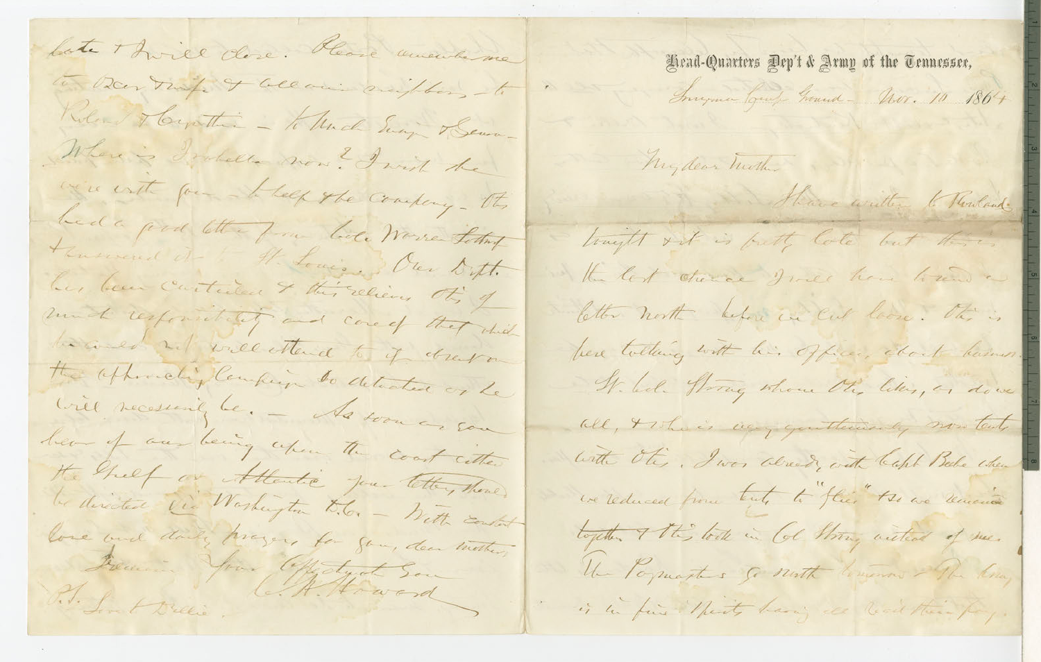**Head-Quarters Dep't & Army of the Tennessee,**

Smyrna Camp Ground — Nov. 10 1864

My dear Mother

I have written to Rowland tonight & it is pretty late but this is the last chance I will have to send a letter North before we cut loose. Otis is here talking with his officers about business. Lt. Col. Strong whom Otis likes, as do we all, & who is very gentlemanly, now tents with Otis. I was already with Capt. Beebe when we reduced from tents to "flies" & so we remained together & this took in Col. Strong instead of me. The Paymasters go North tomorrow — The Army is in fine spirits having all received their pay.

late & I will close. Please remember me to Dear Wife & all our neighbors — to Roland & Cynthia — to Uncle Ensign & Sarah — Where is Isabella now? I wish she were with you — to help the company. Otis had a good letter from Lizzie Warren lately & answered it — to St. Louis. Our Dept. has been curtailed & this relieves Otis of much responsibility and care of that which he could not well attend to if drawn on the approaching campaign so detached as he will necessarily be. — As soon as you hear of our being upon the coast either the Gulf or Atlantic your letters should be directed via Washington D.C. — With constant love and daily prayers for you, dear mother,

Remain your affectionate Son

C. H. Howard

P.S. Love to Dellie.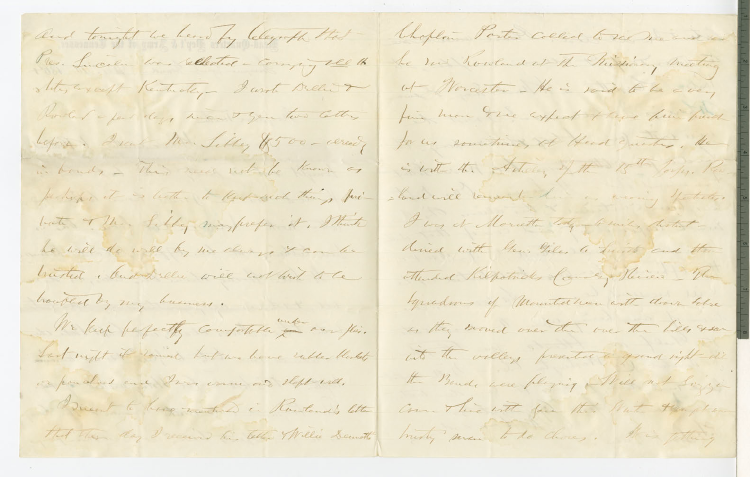And tonight we heard by telegraph that Pres. Lincoln was elected – carrying all the states except Kentucky. I wrote Willie & Rowland a few days since & you two letters before. I sent Mr. Libby $500 – already in bonds – this need not be known as perhaps it is better to keep such things private & Mr. Libby may prefer it. I think he will do well by me always & can be trusted. And Willie will not wish to be troubled by my business.

We keep perfectly comfortable under our flies. Last night it rained but we have rubber blankets as ponchos and I was warm and slept well.

I meant to have mentioned in Rowland's letter that the day I received his letter & Willie Dennett's

Chaplain Porter called to see me and said he saw Rowland at the Missionary meeting at Worcester – He is said to be a very fine man & we expect to have him preach for us sometimes at Head Quarters. He is with the Artillery of the 15th Corps. Rowland will remember him as wearing spectacles.

I was at Marietta today 6 miles distant – dined with Gen. Giles A. Smith and then attended Kilpatrick's Cavalry Review – the squadrons of mounted men with drawn sabres as they moved over the over the hills & soon into the valley presented a grand sight – all the Bands were playing – Will not Lizzie come & live with you this winter & help me busily mean to do chores. It is getting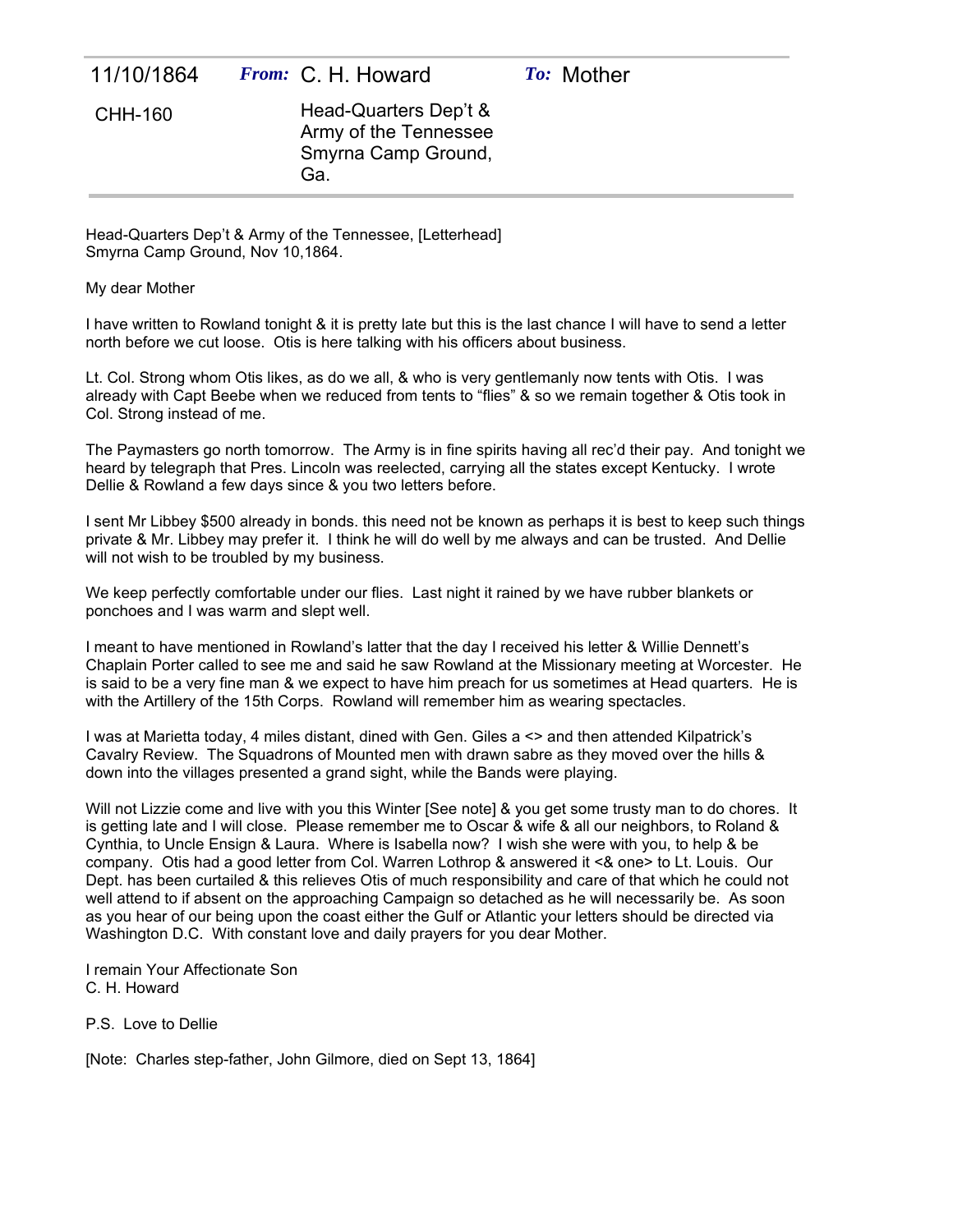| 11/10/1864 | *From:* C. H. Howard | *To:* Mother |
| --- | --- | --- |
| CHH-160 | Head-Quarters Dep't & Army of the Tennessee Smyrna Camp Ground, Ga. | |

Head-Quarters Dep't & Army of the Tennessee, [Letterhead]
Smyrna Camp Ground, Nov 10,1864.

My dear Mother

I have written to Rowland tonight & it is pretty late but this is the last chance I will have to send a letter north before we cut loose. Otis is here talking with his officers about business.

Lt. Col. Strong whom Otis likes, as do we all, & who is very gentlemanly now tents with Otis. I was already with Capt Beebe when we reduced from tents to "flies" & so we remain together & Otis took in Col. Strong instead of me.

The Paymasters go north tomorrow. The Army is in fine spirits having all rec'd their pay. And tonight we heard by telegraph that Pres. Lincoln was reelected, carrying all the states except Kentucky. I wrote Dellie & Rowland a few days since & you two letters before.

I sent Mr Libbey $500 already in bonds. this need not be known as perhaps it is best to keep such things private & Mr. Libbey may prefer it. I think he will do well by me always and can be trusted. And Dellie will not wish to be troubled by my business.

We keep perfectly comfortable under our flies. Last night it rained by we have rubber blankets or ponchoes and I was warm and slept well.

I meant to have mentioned in Rowland's latter that the day I received his letter & Willie Dennett's Chaplain Porter called to see me and said he saw Rowland at the Missionary meeting at Worcester. He is said to be a very fine man & we expect to have him preach for us sometimes at Head quarters. He is with the Artillery of the 15th Corps. Rowland will remember him as wearing spectacles.

I was at Marietta today, 4 miles distant, dined with Gen. Giles a <> and then attended Kilpatrick's Cavalry Review. The Squadrons of Mounted men with drawn sabre as they moved over the hills & down into the villages presented a grand sight, while the Bands were playing.

Will not Lizzie come and live with you this Winter [See note] & you get some trusty man to do chores. It is getting late and I will close. Please remember me to Oscar & wife & all our neighbors, to Roland & Cynthia, to Uncle Ensign & Laura. Where is Isabella now? I wish she were with you, to help & be company. Otis had a good letter from Col. Warren Lothrop & answered it <& one> to Lt. Louis. Our Dept. has been curtailed & this relieves Otis of much responsibility and care of that which he could not well attend to if absent on the approaching Campaign so detached as he will necessarily be. As soon as you hear of our being upon the coast either the Gulf or Atlantic your letters should be directed via Washington D.C. With constant love and daily prayers for you dear Mother.

I remain Your Affectionate Son
C. H. Howard

P.S. Love to Dellie

[Note: Charles step-father, John Gilmore, died on Sept 13, 1864]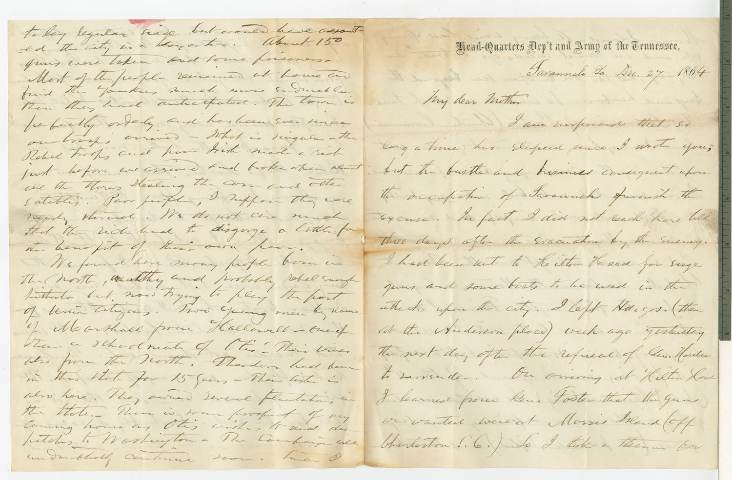to lay regular siege but would have assaulted the city in a day or two. About 150 guns were taken and some prisoners.

Most of the people remained at home and find the Yankees much more endurable than they had anticipated. The town is perfectly orderly and has been ever since our troops arrived — What is singular — the Rebel troops and poor Irish made a riot just before we arrived and broke open almost all the stores stealing the corn and other eatables. Poor people, I suppose they were nearly starved. We do not care much that the rich had to disgorge a little for the benefit of their own poor.

We found here many people born in the North, wealthy and probably rebel enough hitherto but now trying to play the part of Union citizens. Two young men by name of Marshall from Hallowell — one of them a schoolmate of Otis'. Their wives also from the North. Theodore had been in this State for 15 years — Their sister is also here. They owned several plantations in the State. — There is some prospect of my coming home as Otis wishes to send dispatches to Washington — The Campaign will undoubtedly continue soon. Since I

**Head-Quarters Dep't and Army of the Tennessee,**

Savannah Ga. Dec. 27 1864

My dear Mother

I am surprised that so long a time has elapsed since I wrote you; but the bustle and business consequent upon the occupation of Savannah furnish the excuse. In fact I did not reach here till three days after the evacuation by the enemy. I had been sent to Hilton Head for siege guns and some boats to be used in the attack upon the city. I left Hd. qrs. (then at the Anderson place) week ago yesterday the next day after the refusal of Gen. Hardee to surrender. On arriving at Hilton Head I learned from Gen. Foster that the guns we wanted were at Morris Island (off Charleston S.C.) So I took a steamer for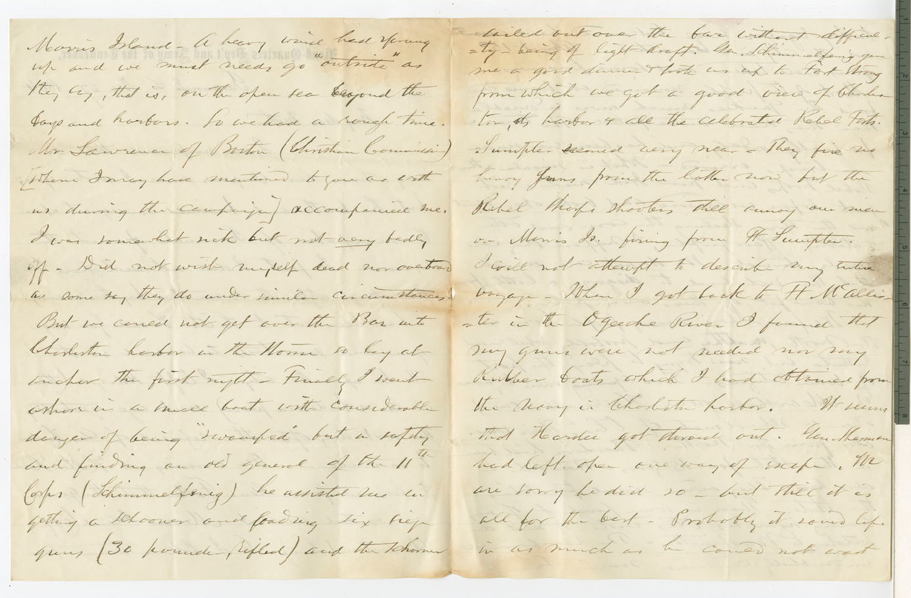Morris Island - A heavy wind had sprung up and we must needs go "outside" as they say, that is, on the open sea beyond the bays and harbors. So we had a rough time. Mr Lawrence of Boston (Christian Commission) [whom I may have mentioned to you as with us during the campaign] accompanied me. I was somewhat sick but not very badly off - Did not wish myself dead nor overboard as some say they do under similar circumstances. But we could not get over the Bar into Charleston harbor in the Home so lay at anchor the first night - Finally I went ashore in a small boat with considerable danger of being "swamped" but in safety and finding an old general of the 11th Corps (Schimmelfenig) he assisted me in getting a schooner and loading six siege guns (30 pounder, rifled) and the schooner

sailed out over the bar without difficulty - being of light draft. Gen. Schimmelfenig gave me a good dinner & took us up to Fort Strong from which we got a good view of Charleston, its harbor & all the celebrated Rebel Forts. Sumpter seemed very near - They fire no heavy guns from the latter now but the Rebel sharp shooters still annoy our men on Morris Is. firing from Ft Sumpter. I will not attempt to describe my return voyage - When I got back to Ft McAllister in the Ogeeche River I found that my guns were not needed nor my Rubber boats which I had obtained from the Navy in Charleston harbor. It seems that Hardee got through out. Gen Sherman had left open one way of escape. We are sorry he did so - but still it is all for the best - Probably it saved life in as much as he could not wait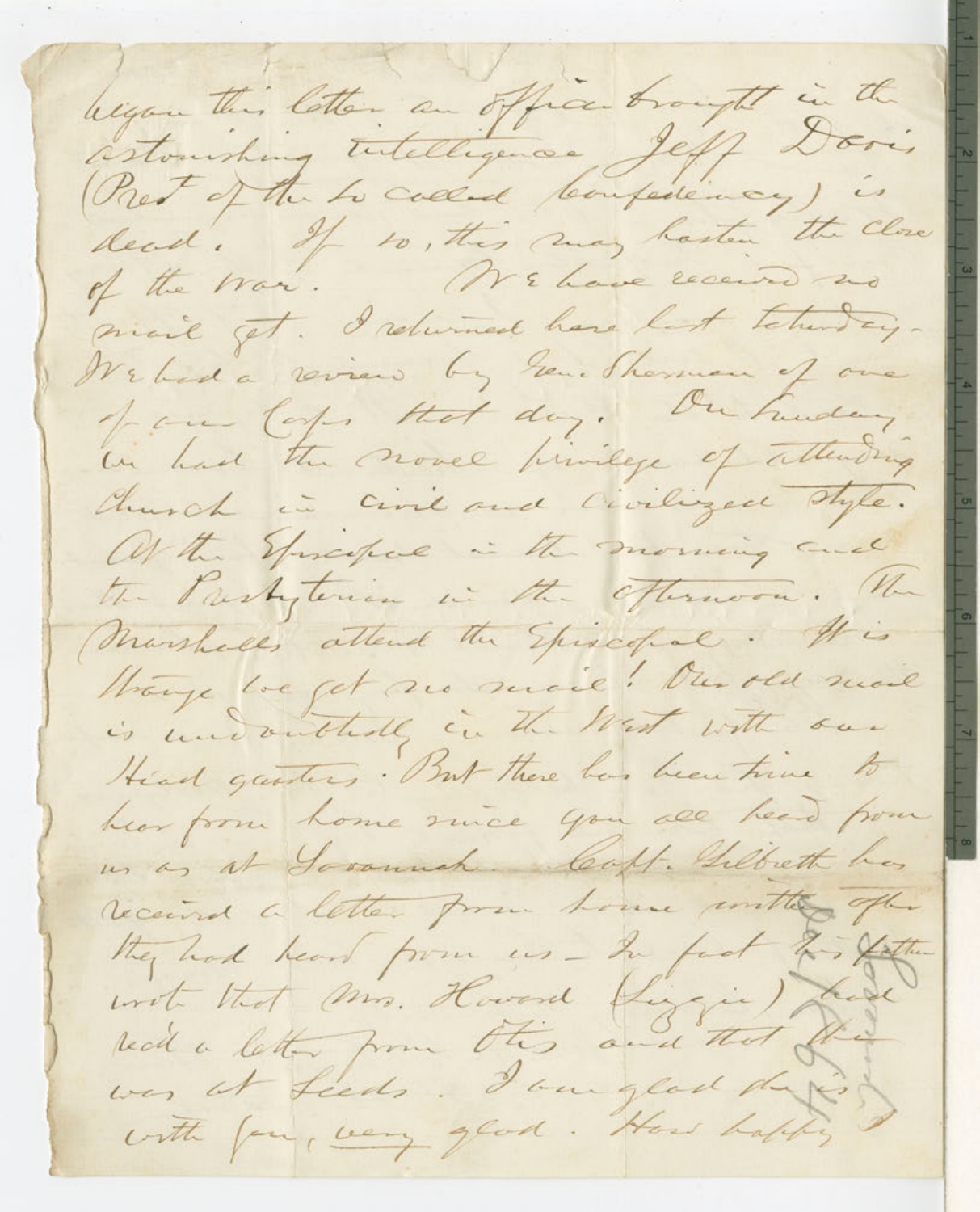began this letter an officer brought in the astonishing intelligence Jeff Davis (Prest of the so called Confederacy) is dead. If so, this may hasten the close of the war. We have received no mail yet. I returned here last Saturday. We had a review by Gen. Sherman of one of our Corps that day. On Sunday we had the novel privilege of attending church in civil and civilized style. At the Episcopal in the morning and the Presbyterian in the afternoon. The Marshalls attend the Episcopal. It is strange we get no mail! Our old mail is undoubtedly in the West with our Head quarters. But there has been time to hear from home since you all heard from us as at Savannah. Capt. Gilbreth has received a letter from home written after they had heard from us – In fact his father wrote that Mrs. Howard (Lizzie) had recd a letter from Otis and that she was at Leeds. I am glad she is with you, very glad. How happy I

Jan / 65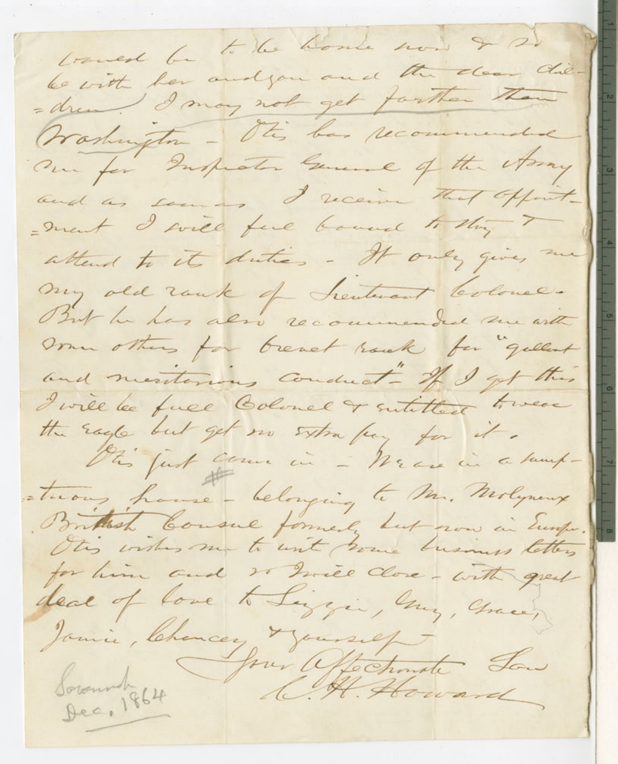would be to be home now & to be with her and you and the dear children. I may not get further than Washington - Otis has recommended me for Inspector General of the Army and as soon as I receive that appointment I will feel bound to stay & attend to its duties - It only gives me my old rank of Lieutenant Colonel - But he has also recommended me with some others for brevet rank for "gallant and meritorious conduct" - If I get this I will be full Colonel & entitled to wear the eagle but get no extra pay for it.

Otis just come in - We are in a sumptuous house - belonging to Mr. Molyneux British Consul formerly but now in Europe. Otis wishes me to write some business letters for him and so I will close - with great deal of love to Lizzie, May, Grace, Jamie, Chancey & yourself

Your Affectionate Son
C. H. Howard

Savannah
Dec. 1864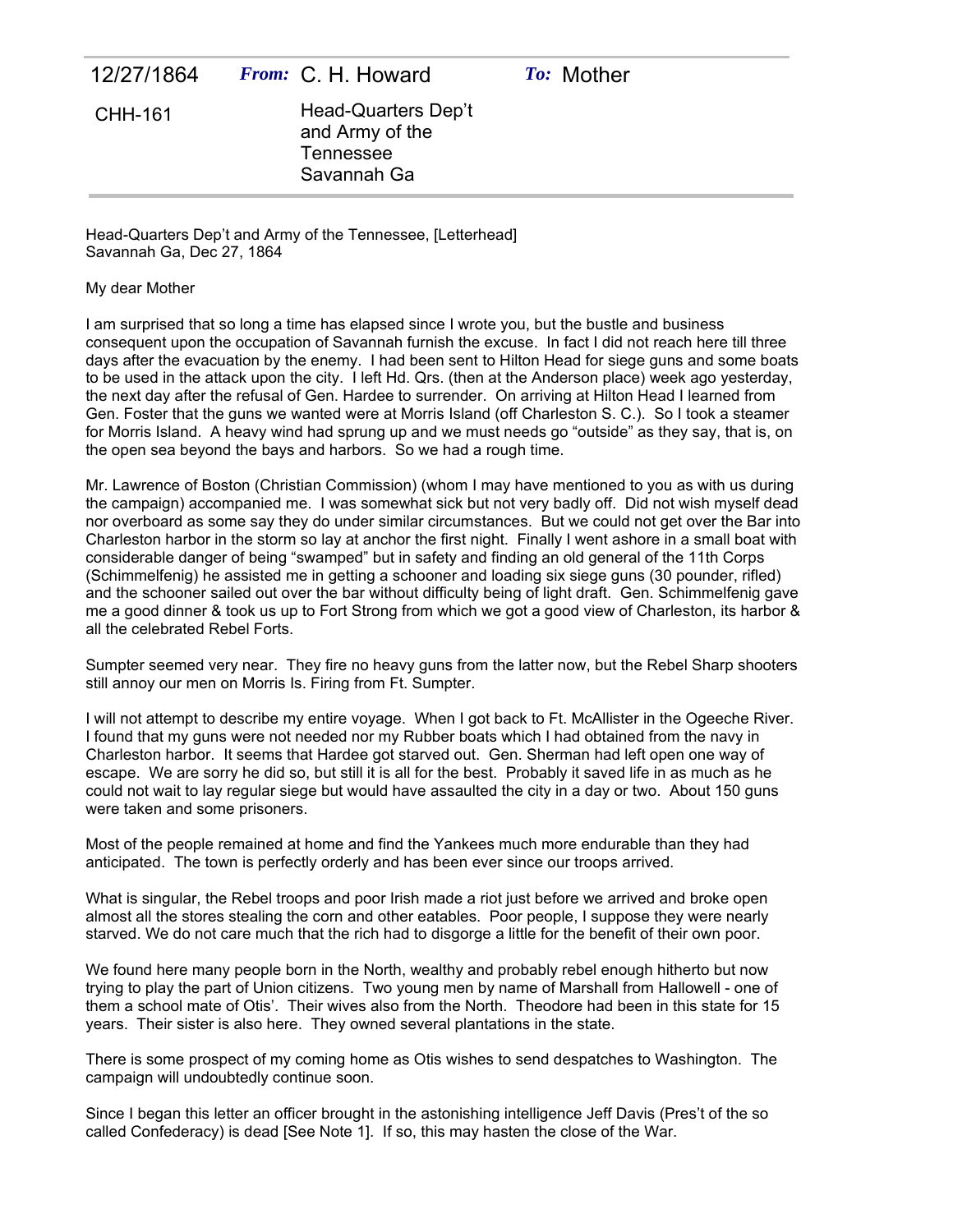| 12/27/1864 | ***From:*** C. H. Howard | ***To:*** Mother |
|---|---|---|
| CHH-161 | Head-Quarters Dep't and Army of the Tennessee Savannah Ga | |

Head-Quarters Dep't and Army of the Tennessee, [Letterhead]
Savannah Ga, Dec 27, 1864

My dear Mother

I am surprised that so long a time has elapsed since I wrote you, but the bustle and business consequent upon the occupation of Savannah furnish the excuse. In fact I did not reach here till three days after the evacuation by the enemy. I had been sent to Hilton Head for siege guns and some boats to be used in the attack upon the city. I left Hd. Qrs. (then at the Anderson place) week ago yesterday, the next day after the refusal of Gen. Hardee to surrender. On arriving at Hilton Head I learned from Gen. Foster that the guns we wanted were at Morris Island (off Charleston S. C.). So I took a steamer for Morris Island. A heavy wind had sprung up and we must needs go "outside" as they say, that is, on the open sea beyond the bays and harbors. So we had a rough time.

Mr. Lawrence of Boston (Christian Commission) (whom I may have mentioned to you as with us during the campaign) accompanied me. I was somewhat sick but not very badly off. Did not wish myself dead nor overboard as some say they do under similar circumstances. But we could not get over the Bar into Charleston harbor in the storm so lay at anchor the first night. Finally I went ashore in a small boat with considerable danger of being "swamped" but in safety and finding an old general of the 11th Corps (Schimmelfenig) he assisted me in getting a schooner and loading six siege guns (30 pounder, rifled) and the schooner sailed out over the bar without difficulty being of light draft. Gen. Schimmelfenig gave me a good dinner & took us up to Fort Strong from which we got a good view of Charleston, its harbor & all the celebrated Rebel Forts.

Sumpter seemed very near. They fire no heavy guns from the latter now, but the Rebel Sharp shooters still annoy our men on Morris Is. Firing from Ft. Sumpter.

I will not attempt to describe my entire voyage. When I got back to Ft. McAllister in the Ogeeche River. I found that my guns were not needed nor my Rubber boats which I had obtained from the navy in Charleston harbor. It seems that Hardee got starved out. Gen. Sherman had left open one way of escape. We are sorry he did so, but still it is all for the best. Probably it saved life in as much as he could not wait to lay regular siege but would have assaulted the city in a day or two. About 150 guns were taken and some prisoners.

Most of the people remained at home and find the Yankees much more endurable than they had anticipated. The town is perfectly orderly and has been ever since our troops arrived.

What is singular, the Rebel troops and poor Irish made a riot just before we arrived and broke open almost all the stores stealing the corn and other eatables. Poor people, I suppose they were nearly starved. We do not care much that the rich had to disgorge a little for the benefit of their own poor.

We found here many people born in the North, wealthy and probably rebel enough hitherto but now trying to play the part of Union citizens. Two young men by name of Marshall from Hallowell - one of them a school mate of Otis'. Their wives also from the North. Theodore had been in this state for 15 years. Their sister is also here. They owned several plantations in the state.

There is some prospect of my coming home as Otis wishes to send despatches to Washington. The campaign will undoubtedly continue soon.

Since I began this letter an officer brought in the astonishing intelligence Jeff Davis (Pres't of the so called Confederacy) is dead [See Note 1]. If so, this may hasten the close of the War.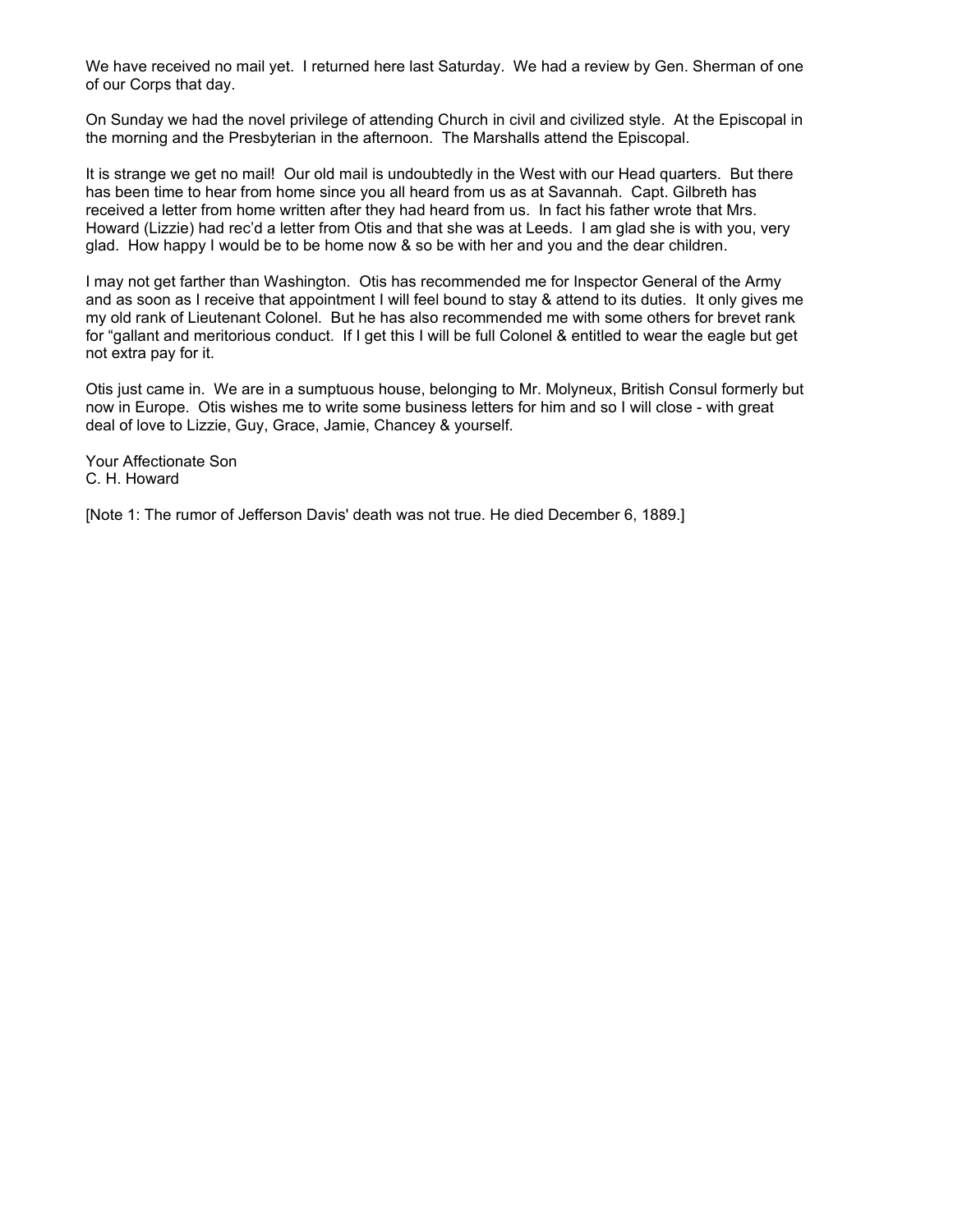We have received no mail yet. I returned here last Saturday. We had a review by Gen. Sherman of one of our Corps that day.

On Sunday we had the novel privilege of attending Church in civil and civilized style. At the Episcopal in the morning and the Presbyterian in the afternoon. The Marshalls attend the Episcopal.

It is strange we get no mail! Our old mail is undoubtedly in the West with our Head quarters. But there has been time to hear from home since you all heard from us as at Savannah. Capt. Gilbreth has received a letter from home written after they had heard from us. In fact his father wrote that Mrs. Howard (Lizzie) had rec'd a letter from Otis and that she was at Leeds. I am glad she is with you, very glad. How happy I would be to be home now & so be with her and you and the dear children.

I may not get farther than Washington. Otis has recommended me for Inspector General of the Army and as soon as I receive that appointment I will feel bound to stay & attend to its duties. It only gives me my old rank of Lieutenant Colonel. But he has also recommended me with some others for brevet rank for "gallant and meritorious conduct. If I get this I will be full Colonel & entitled to wear the eagle but get not extra pay for it.

Otis just came in. We are in a sumptuous house, belonging to Mr. Molyneux, British Consul formerly but now in Europe. Otis wishes me to write some business letters for him and so I will close - with great deal of love to Lizzie, Guy, Grace, Jamie, Chancey & yourself.

Your Affectionate Son
C. H. Howard

[Note 1: The rumor of Jefferson Davis' death was not true. He died December 6, 1889.]